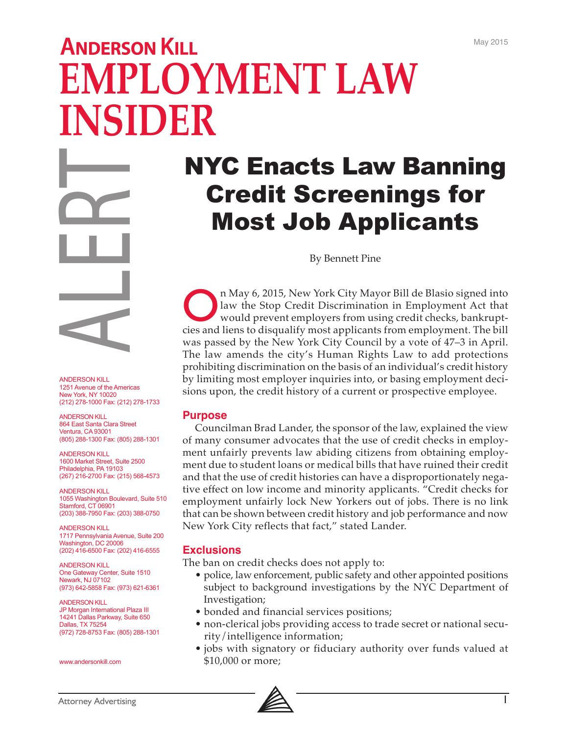May 2015

# ANDERSON KILL EMPLOYMENT LAW INSIDER

ALERT

ANDERSON KILL
1251 Avenue of the Americas
New York, NY 10020
(212) 278-1000 Fax: (212) 278-1733

ANDERSON KILL
864 East Santa Clara Street
Ventura, CA 93001
(805) 288-1300 Fax: (805) 288-1301

ANDERSON KILL
1600 Market Street, Suite 2500
Philadelphia, PA 19103
(267) 216-2700 Fax: (215) 568-4573

ANDERSON KILL
1055 Washington Boulevard, Suite 510
Stamford, CT 06901
(203) 388-7950 Fax: (203) 388-0750

ANDERSON KILL
1717 Pennsylvania Avenue, Suite 200
Washington, DC 20006
(202) 416-6500 Fax: (202) 416-6555

ANDERSON KILL
One Gateway Center, Suite 1510
Newark, NJ 07102
(973) 642-5858 Fax: (973) 621-6361

ANDERSON KILL
JP Morgan International Plaza III
14241 Dallas Parkway, Suite 650
Dallas, TX 75254
(972) 728-8753 Fax: (805) 288-1301

www.andersonkill.com

# NYC Enacts Law Banning Credit Screenings for Most Job Applicants

By Bennett Pine

On May 6, 2015, New York City Mayor Bill de Blasio signed into law the Stop Credit Discrimination in Employment Act that would prevent employers from using credit checks, bankruptcies and liens to disqualify most applicants from employment. The bill was passed by the New York City Council by a vote of 47–3 in April. The law amends the city's Human Rights Law to add protections prohibiting discrimination on the basis of an individual's credit history by limiting most employer inquiries into, or basing employment decisions upon, the credit history of a current or prospective employee.

## Purpose

Councilman Brad Lander, the sponsor of the law, explained the view of many consumer advocates that the use of credit checks in employment unfairly prevents law abiding citizens from obtaining employment due to student loans or medical bills that have ruined their credit and that the use of credit histories can have a disproportionately negative effect on low income and minority applicants. "Credit checks for employment unfairly lock New Yorkers out of jobs. There is no link that can be shown between credit history and job performance and now New York City reflects that fact," stated Lander.

## Exclusions

The ban on credit checks does not apply to:

- police, law enforcement, public safety and other appointed positions subject to background investigations by the NYC Department of Investigation;
- bonded and financial services positions;
- non-clerical jobs providing access to trade secret or national security/intelligence information;
- jobs with signatory or fiduciary authority over funds valued at $10,000 or more;

Attorney Advertising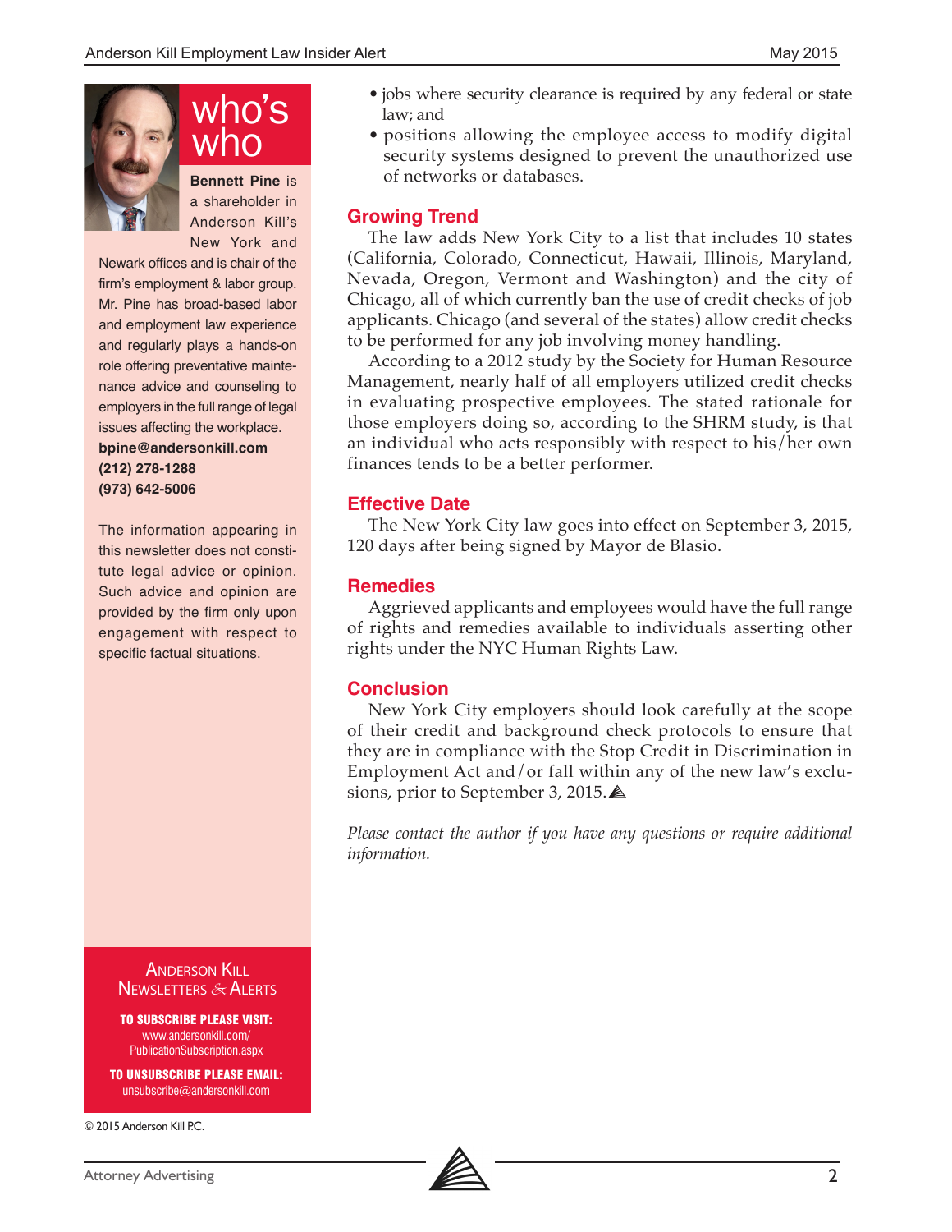- jobs where security clearance is required by any federal or state law; and
- positions allowing the employee access to modify digital security systems designed to prevent the unauthorized use of networks or databases.

## Growing Trend

The law adds New York City to a list that includes 10 states (California, Colorado, Connecticut, Hawaii, Illinois, Maryland, Nevada, Oregon, Vermont and Washington) and the city of Chicago, all of which currently ban the use of credit checks of job applicants. Chicago (and several of the states) allow credit checks to be performed for any job involving money handling.

According to a 2012 study by the Society for Human Resource Management, nearly half of all employers utilized credit checks in evaluating prospective employees. The stated rationale for those employers doing so, according to the SHRM study, is that an individual who acts responsibly with respect to his/her own finances tends to be a better performer.

## Effective Date

The New York City law goes into effect on September 3, 2015, 120 days after being signed by Mayor de Blasio.

## Remedies

Aggrieved applicants and employees would have the full range of rights and remedies available to individuals asserting other rights under the NYC Human Rights Law.

## Conclusion

New York City employers should look carefully at the scope of their credit and background check protocols to ensure that they are in compliance with the Stop Credit in Discrimination in Employment Act and/or fall within any of the new law's exclusions, prior to September 3, 2015.

*Please contact the author if you have any questions or require additional information.*

## who's who

**Bennett Pine** is a shareholder in Anderson Kill's New York and Newark offices and is chair of the firm's employment & labor group. Mr. Pine has broad-based labor and employment law experience and regularly plays a hands-on role offering preventative maintenance advice and counseling to employers in the full range of legal issues affecting the workplace.

**bpine@andersonkill.com**
**(212) 278-1288**
**(973) 642-5006**

The information appearing in this newsletter does not constitute legal advice or opinion. Such advice and opinion are provided by the firm only upon engagement with respect to specific factual situations.

ANDERSON KILL NEWSLETTERS & ALERTS

**TO SUBSCRIBE PLEASE VISIT:**
www.andersonkill.com/PublicationSubscription.aspx

**TO UNSUBSCRIBE PLEASE EMAIL:**
unsubscribe@andersonkill.com

© 2015 Anderson Kill P.C.

Attorney Advertising